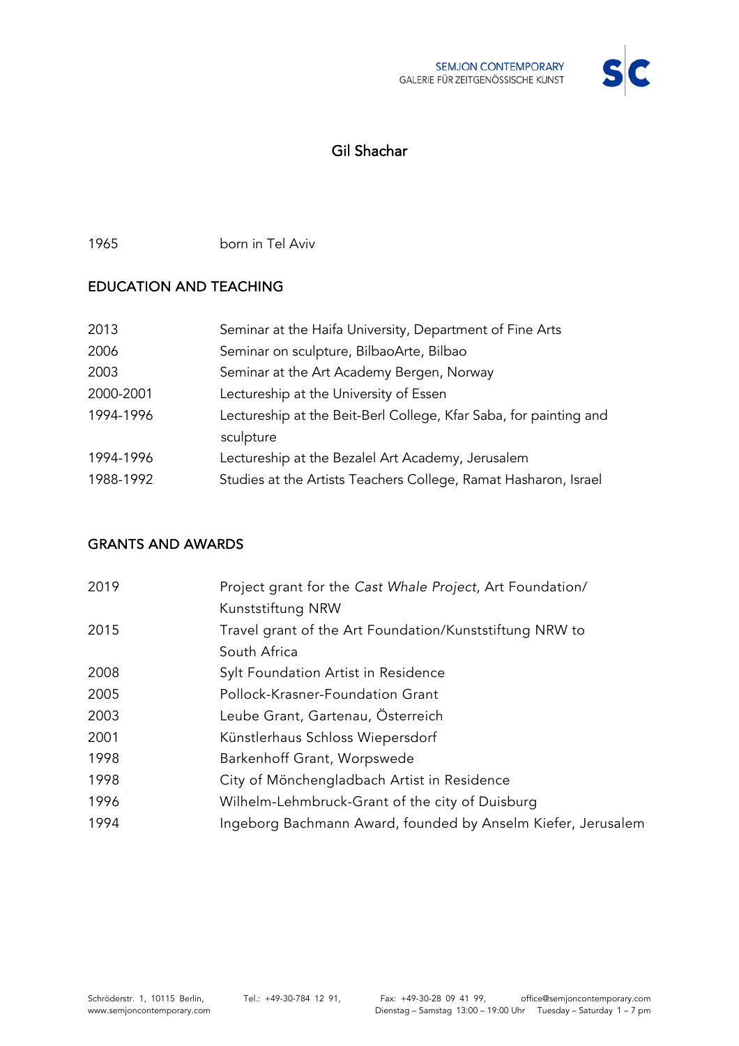# Gil Shachar

| | |
|---|---|
| 1965 | born in Tel Aviv |

## EDUCATION AND TEACHING

| | |
|---|---|
| 2013 | Seminar at the Haifa University, Department of Fine Arts |
| 2006 | Seminar on sculpture, BilbaoArte, Bilbao |
| 2003 | Seminar at the Art Academy Bergen, Norway |
| 2000-2001 | Lectureship at the University of Essen |
| 1994-1996 | Lectureship at the Beit-Berl College, Kfar Saba, for painting and sculpture |
| 1994-1996 | Lectureship at the Bezalel Art Academy, Jerusalem |
| 1988-1992 | Studies at the Artists Teachers College, Ramat Hasharon, Israel |

## GRANTS AND AWARDS

| | |
|---|---|
| 2019 | Project grant for the *Cast Whale Project*, Art Foundation/ Kunststiftung NRW |
| 2015 | Travel grant of the Art Foundation/Kunststiftung NRW to South Africa |
| 2008 | Sylt Foundation Artist in Residence |
| 2005 | Pollock-Krasner-Foundation Grant |
| 2003 | Leube Grant, Gartenau, Österreich |
| 2001 | Künstlerhaus Schloss Wiepersdorf |
| 1998 | Barkenhoff Grant, Worpswede |
| 1998 | City of Mönchengladbach Artist in Residence |
| 1996 | Wilhelm-Lehmbruck-Grant of the city of Duisburg |
| 1994 | Ingeborg Bachmann Award, founded by Anselm Kiefer, Jerusalem |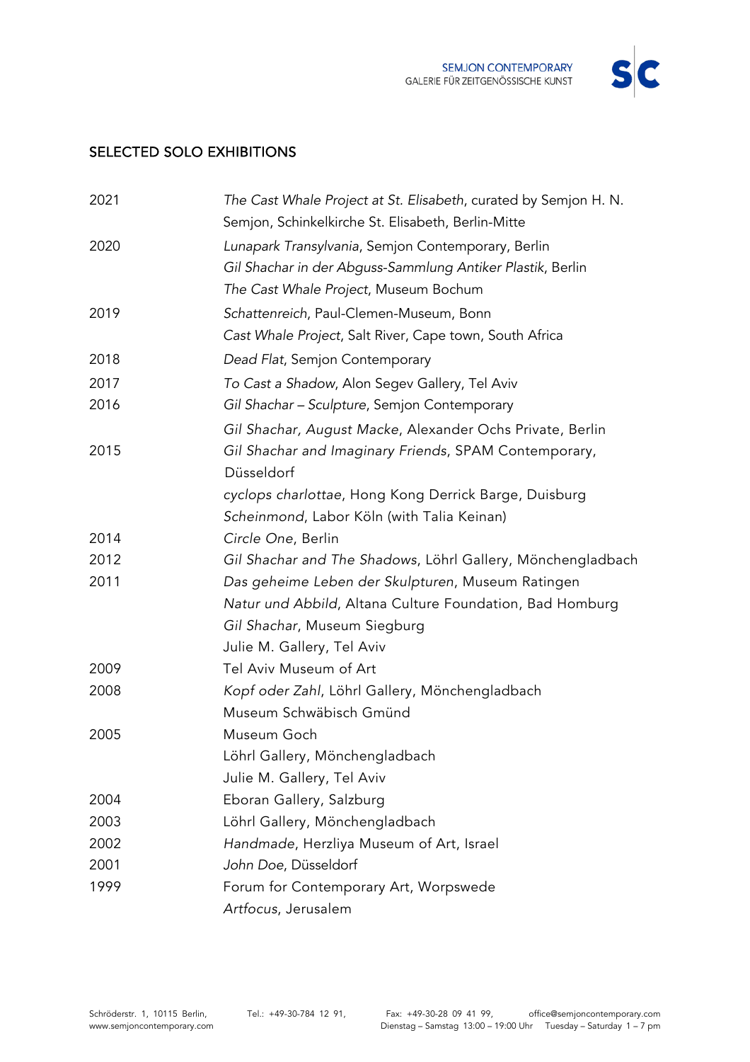## SELECTED SOLO EXHIBITIONS

| | |
|---|---|
| 2021 | *The Cast Whale Project at St. Elisabeth*, curated by Semjon H. N. Semjon, Schinkelkirche St. Elisabeth, Berlin-Mitte |
| 2020 | *Lunapark Transylvania*, Semjon Contemporary, Berlin |
| | *Gil Shachar in der Abguss-Sammlung Antiker Plastik*, Berlin |
| | *The Cast Whale Project*, Museum Bochum |
| 2019 | *Schattenreich*, Paul-Clemen-Museum, Bonn |
| | *Cast Whale Project*, Salt River, Cape town, South Africa |
| 2018 | *Dead Flat*, Semjon Contemporary |
| 2017 | *To Cast a Shadow*, Alon Segev Gallery, Tel Aviv |
| 2016 | *Gil Shachar – Sculpture*, Semjon Contemporary |
| | *Gil Shachar, August Macke*, Alexander Ochs Private, Berlin |
| 2015 | *Gil Shachar and Imaginary Friends*, SPAM Contemporary, Düsseldorf |
| | *cyclops charlottae*, Hong Kong Derrick Barge, Duisburg |
| | *Scheinmond*, Labor Köln (with Talia Keinan) |
| 2014 | *Circle One*, Berlin |
| 2012 | *Gil Shachar and The Shadows*, Löhrl Gallery, Mönchengladbach |
| 2011 | *Das geheime Leben der Skulpturen*, Museum Ratingen |
| | *Natur und Abbild*, Altana Culture Foundation, Bad Homburg |
| | *Gil Shachar*, Museum Siegburg |
| | Julie M. Gallery, Tel Aviv |
| 2009 | Tel Aviv Museum of Art |
| 2008 | *Kopf oder Zahl*, Löhrl Gallery, Mönchengladbach |
| | Museum Schwäbisch Gmünd |
| 2005 | Museum Goch |
| | Löhrl Gallery, Mönchengladbach |
| | Julie M. Gallery, Tel Aviv |
| 2004 | Eboran Gallery, Salzburg |
| 2003 | Löhrl Gallery, Mönchengladbach |
| 2002 | *Handmade*, Herzliya Museum of Art, Israel |
| 2001 | *John Doe*, Düsseldorf |
| 1999 | Forum for Contemporary Art, Worpswede |
| | *Artfocus*, Jerusalem |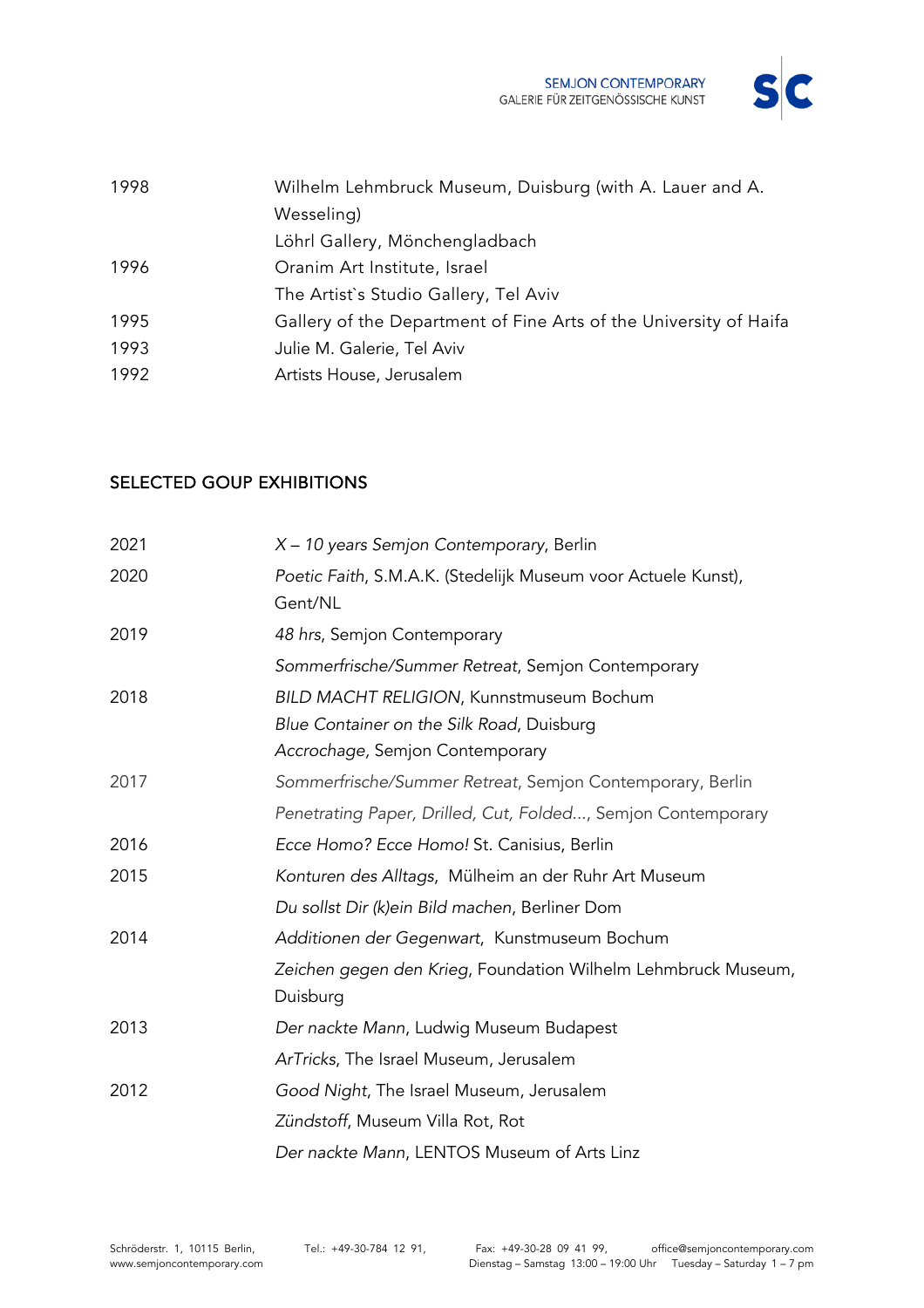| | |
|---|---|
| 1998 | Wilhelm Lehmbruck Museum, Duisburg (with A. Lauer and A. Wesseling) |
| | Löhrl Gallery, Mönchengladbach |
| 1996 | Oranim Art Institute, Israel |
| | The Artist`s Studio Gallery, Tel Aviv |
| 1995 | Gallery of the Department of Fine Arts of the University of Haifa |
| 1993 | Julie M. Galerie, Tel Aviv |
| 1992 | Artists House, Jerusalem |

## SELECTED GOUP EXHIBITIONS

| | |
|---|---|
| 2021 | *X – 10 years Semjon Contemporary*, Berlin |
| 2020 | *Poetic Faith*, S.M.A.K. (Stedelijk Museum voor Actuele Kunst), Gent/NL |
| 2019 | *48 hrs*, Semjon Contemporary |
| | *Sommerfrische/Summer Retreat*, Semjon Contemporary |
| 2018 | *BILD MACHT RELIGION*, Kunnstmuseum Bochum |
| | *Blue Container on the Silk Road*, Duisburg |
| | *Accrochage*, Semjon Contemporary |
| 2017 | *Sommerfrische/Summer Retreat*, Semjon Contemporary, Berlin |
| | *Penetrating Paper, Drilled, Cut, Folded...*, Semjon Contemporary |
| 2016 | *Ecce Homo? Ecce Homo!* St. Canisius, Berlin |
| 2015 | *Konturen des Alltags*, Mülheim an der Ruhr Art Museum |
| | *Du sollst Dir (k)ein Bild machen*, Berliner Dom |
| 2014 | *Additionen der Gegenwart*, Kunstmuseum Bochum |
| | *Zeichen gegen den Krieg*, Foundation Wilhelm Lehmbruck Museum, Duisburg |
| 2013 | *Der nackte Mann*, Ludwig Museum Budapest |
| | *ArTricks*, The Israel Museum, Jerusalem |
| 2012 | *Good Night*, The Israel Museum, Jerusalem |
| | *Zündstoff*, Museum Villa Rot, Rot |
| | *Der nackte Mann*, LENTOS Museum of Arts Linz |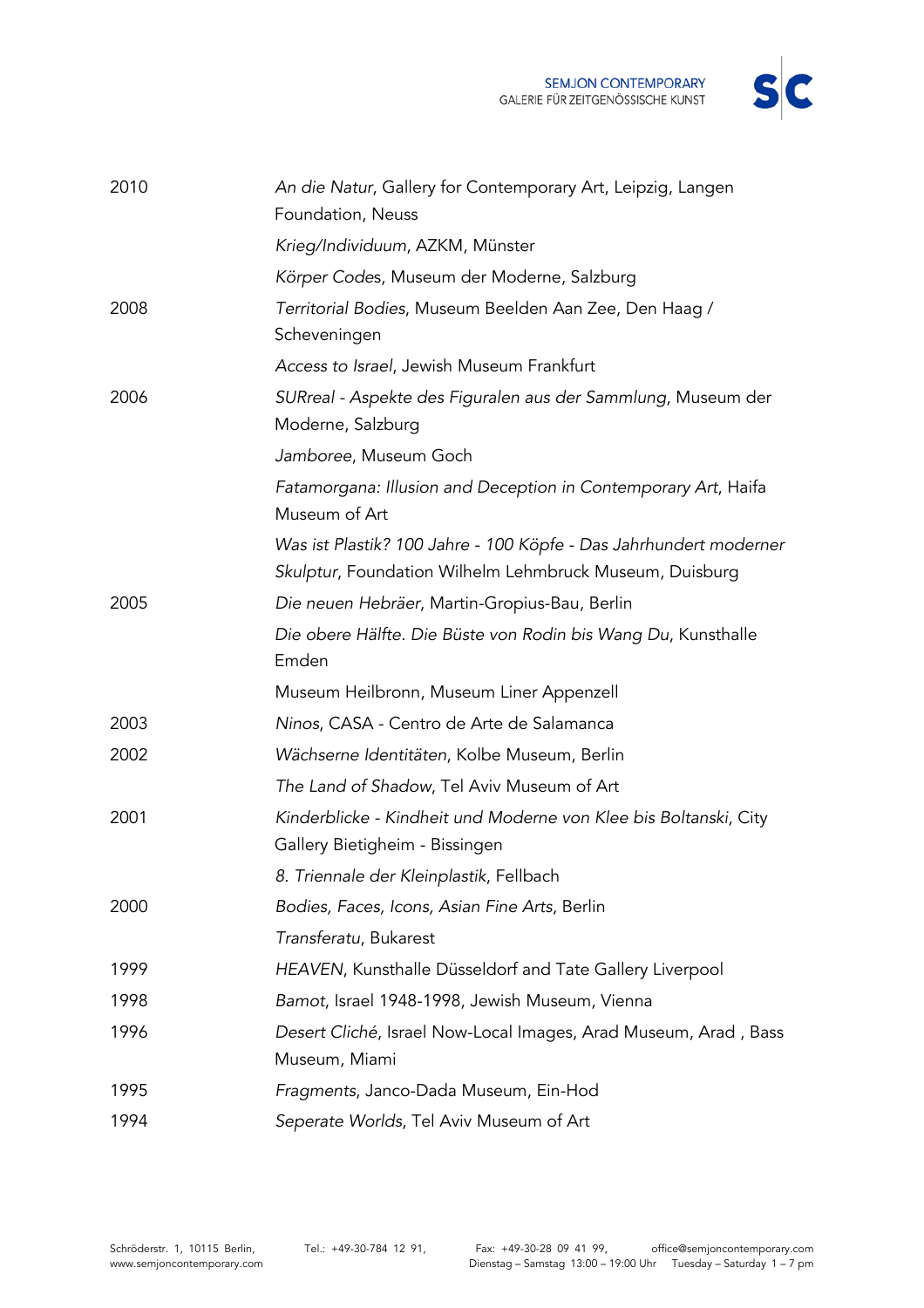| | |
|---|---|
| 2010 | *An die Natur*, Gallery for Contemporary Art, Leipzig, Langen Foundation, Neuss |
| | *Krieg/Individuum*, AZKM, Münster |
| | *Körper Codes*, Museum der Moderne, Salzburg |
| 2008 | *Territorial Bodies*, Museum Beelden Aan Zee, Den Haag / Scheveningen |
| | *Access to Israel*, Jewish Museum Frankfurt |
| 2006 | *SURreal - Aspekte des Figuralen aus der Sammlung*, Museum der Moderne, Salzburg |
| | *Jamboree*, Museum Goch |
| | *Fatamorgana: Illusion and Deception in Contemporary Art*, Haifa Museum of Art |
| | *Was ist Plastik? 100 Jahre - 100 Köpfe - Das Jahrhundert moderner Skulptur*, Foundation Wilhelm Lehmbruck Museum, Duisburg |
| 2005 | *Die neuen Hebräer*, Martin-Gropius-Bau, Berlin |
| | *Die obere Hälfte. Die Büste von Rodin bis Wang Du*, Kunsthalle Emden |
| | Museum Heilbronn, Museum Liner Appenzell |
| 2003 | *Ninos*, CASA - Centro de Arte de Salamanca |
| 2002 | *Wächserne Identitäten*, Kolbe Museum, Berlin |
| | *The Land of Shadow*, Tel Aviv Museum of Art |
| 2001 | *Kinderblicke - Kindheit und Moderne von Klee bis Boltanski*, City Gallery Bietigheim - Bissingen |
| | *8. Triennale der Kleinplastik*, Fellbach |
| 2000 | *Bodies, Faces, Icons, Asian Fine Arts*, Berlin |
| | *Transferatu*, Bukarest |
| 1999 | *HEAVEN*, Kunsthalle Düsseldorf and Tate Gallery Liverpool |
| 1998 | *Bamot*, Israel 1948-1998, Jewish Museum, Vienna |
| 1996 | *Desert Cliché*, Israel Now-Local Images, Arad Museum, Arad , Bass Museum, Miami |
| 1995 | *Fragments*, Janco-Dada Museum, Ein-Hod |
| 1994 | *Seperate Worlds*, Tel Aviv Museum of Art |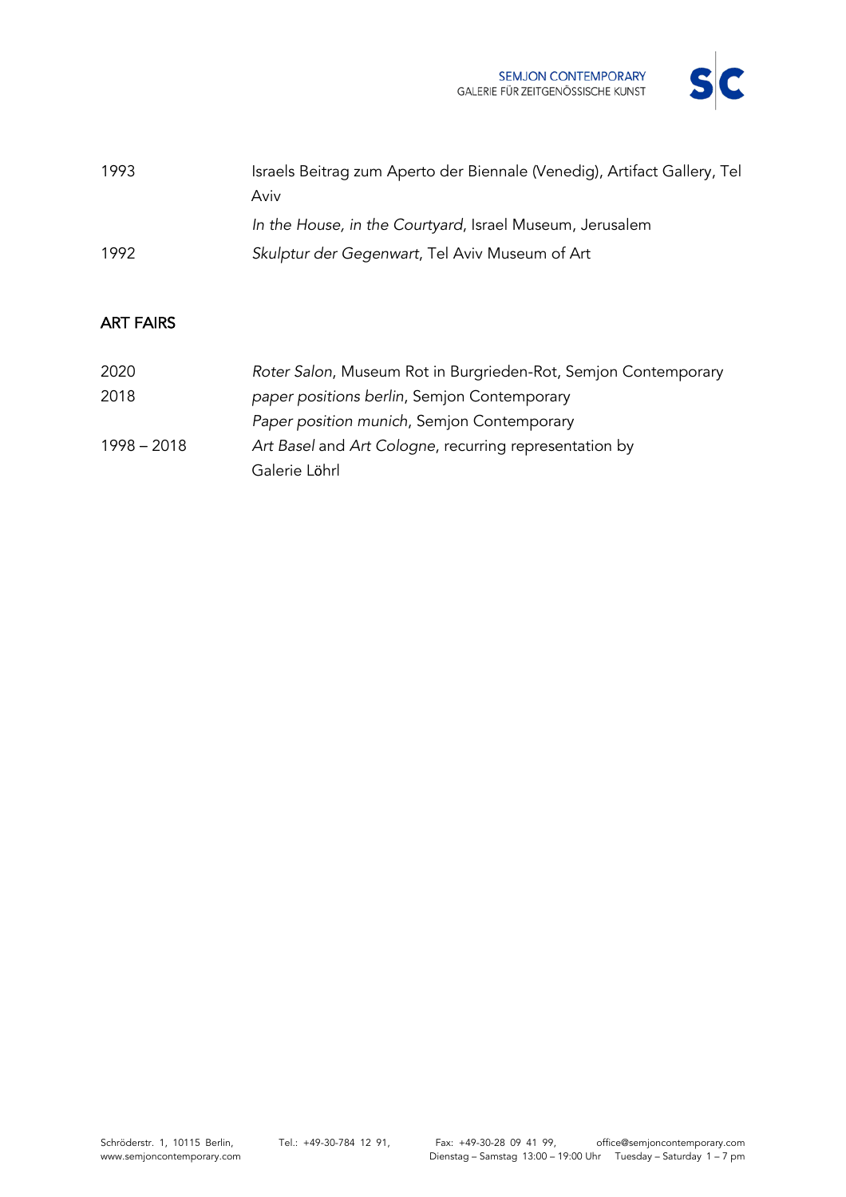| | |
|---|---|
| 1993 | Israels Beitrag zum Aperto der Biennale (Venedig), Artifact Gallery, Tel Aviv |
| | *In the House, in the Courtyard*, Israel Museum, Jerusalem |
| 1992 | *Skulptur der Gegenwart*, Tel Aviv Museum of Art |

## ART FAIRS

| | |
|---|---|
| 2020 | *Roter Salon*, Museum Rot in Burgrieden-Rot, Semjon Contemporary |
| 2018 | *paper positions berlin*, Semjon Contemporary |
| | *Paper position munich*, Semjon Contemporary |
| 1998 – 2018 | *Art Basel* and *Art Cologne*, recurring representation by Galerie Löhrl |